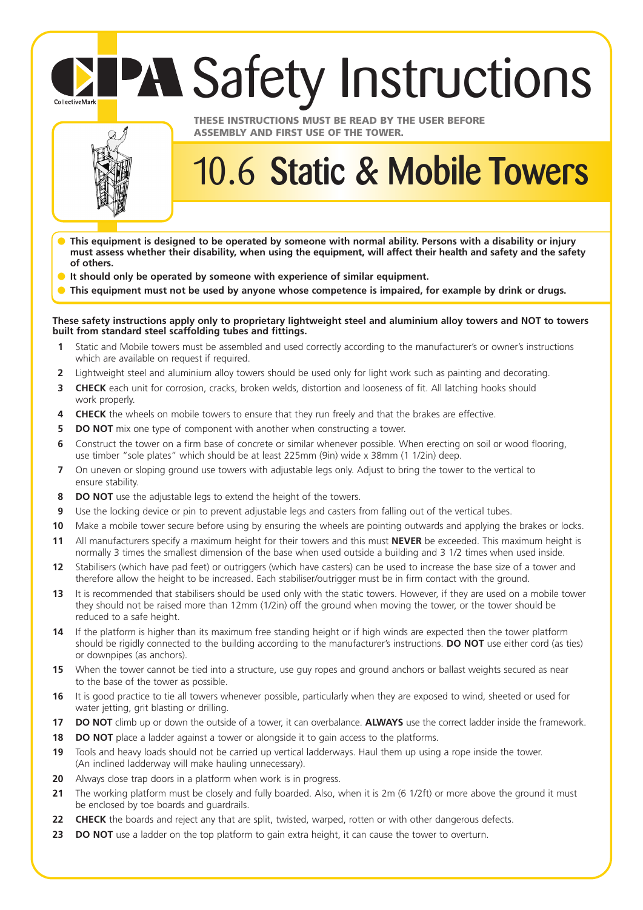# CPA Safety Instructions

CollectiveMark

**THESE INSTRUCTIONS MUST BE READ BY THE USER BEFORE ASSEMBLY AND FIRST USE OF THE TOWER.**

## 10.6 Static & Mobile Towers

- **This equipment is designed to be operated by someone with normal ability. Persons with a disability or injury must assess whether their disability, when using the equipment, will affect their health and safety and the safety of others.**
- **It should only be operated by someone with experience of similar equipment.**
- **This equipment must not be used by anyone whose competence is impaired, for example by drink or drugs.**

**These safety instructions apply only to proprietary lightweight steel and aluminium alloy towers and NOT to towers built from standard steel scaffolding tubes and fittings.**

1. Static and Mobile towers must be assembled and used correctly according to the manufacturer's or owner's instructions which are available on request if required.
2. Lightweight steel and aluminium alloy towers should be used only for light work such as painting and decorating.
3. **CHECK** each unit for corrosion, cracks, broken welds, distortion and looseness of fit. All latching hooks should work properly.
4. **CHECK** the wheels on mobile towers to ensure that they run freely and that the brakes are effective.
5. **DO NOT** mix one type of component with another when constructing a tower.
6. Construct the tower on a firm base of concrete or similar whenever possible. When erecting on soil or wood flooring, use timber "sole plates" which should be at least 225mm (9in) wide x 38mm (1 1/2in) deep.
7. On uneven or sloping ground use towers with adjustable legs only. Adjust to bring the tower to the vertical to ensure stability.
8. **DO NOT** use the adjustable legs to extend the height of the towers.
9. Use the locking device or pin to prevent adjustable legs and casters from falling out of the vertical tubes.
10. Make a mobile tower secure before using by ensuring the wheels are pointing outwards and applying the brakes or locks.
11. All manufacturers specify a maximum height for their towers and this must **NEVER** be exceeded. This maximum height is normally 3 times the smallest dimension of the base when used outside a building and 3 1/2 times when used inside.
12. Stabilisers (which have pad feet) or outriggers (which have casters) can be used to increase the base size of a tower and therefore allow the height to be increased. Each stabiliser/outrigger must be in firm contact with the ground.
13. It is recommended that stabilisers should be used only with the static towers. However, if they are used on a mobile tower they should not be raised more than 12mm (1/2in) off the ground when moving the tower, or the tower should be reduced to a safe height.
14. If the platform is higher than its maximum free standing height or if high winds are expected then the tower platform should be rigidly connected to the building according to the manufacturer's instructions. **DO NOT** use either cord (as ties) or downpipes (as anchors).
15. When the tower cannot be tied into a structure, use guy ropes and ground anchors or ballast weights secured as near to the base of the tower as possible.
16. It is good practice to tie all towers whenever possible, particularly when they are exposed to wind, sheeted or used for water jetting, grit blasting or drilling.
17. **DO NOT** climb up or down the outside of a tower, it can overbalance. **ALWAYS** use the correct ladder inside the framework.
18. **DO NOT** place a ladder against a tower or alongside it to gain access to the platforms.
19. Tools and heavy loads should not be carried up vertical ladderways. Haul them up using a rope inside the tower. (An inclined ladderway will make hauling unnecessary).
20. Always close trap doors in a platform when work is in progress.
21. The working platform must be closely and fully boarded. Also, when it is 2m (6 1/2ft) or more above the ground it must be enclosed by toe boards and guardrails.
22. **CHECK** the boards and reject any that are split, twisted, warped, rotten or with other dangerous defects.
23. **DO NOT** use a ladder on the top platform to gain extra height, it can cause the tower to overturn.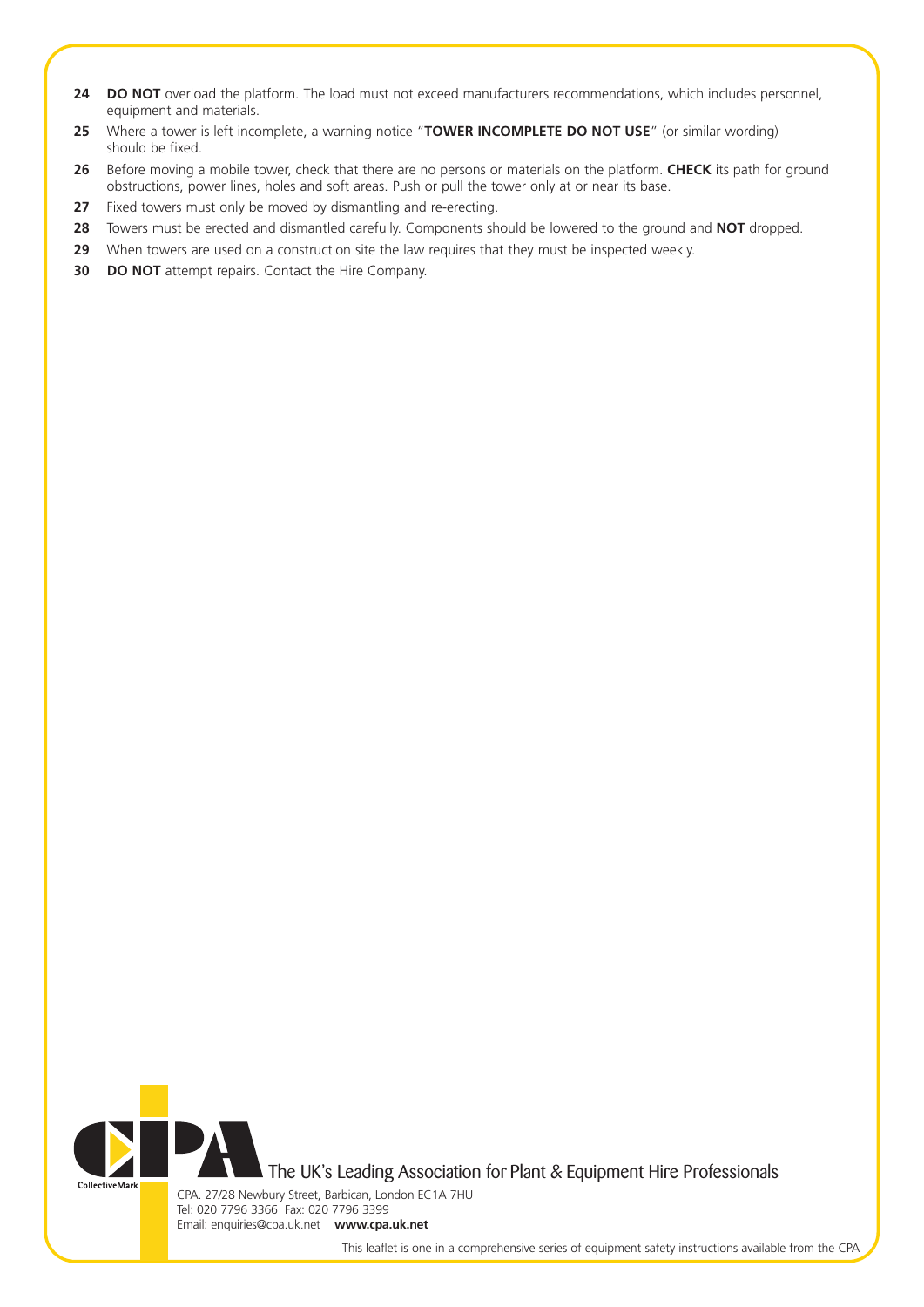24 **DO NOT** overload the platform. The load must not exceed manufacturers recommendations, which includes personnel, equipment and materials.

25 Where a tower is left incomplete, a warning notice "**TOWER INCOMPLETE DO NOT USE**" (or similar wording) should be fixed.

26 Before moving a mobile tower, check that there are no persons or materials on the platform. **CHECK** its path for ground obstructions, power lines, holes and soft areas. Push or pull the tower only at or near its base.

27 Fixed towers must only be moved by dismantling and re-erecting.

28 Towers must be erected and dismantled carefully. Components should be lowered to the ground and **NOT** dropped.

29 When towers are used on a construction site the law requires that they must be inspected weekly.

30 **DO NOT** attempt repairs. Contact the Hire Company.

CollectiveMark

The UK's Leading Association for Plant & Equipment Hire Professionals

CPA. 27/28 Newbury Street, Barbican, London EC1A 7HU
Tel: 020 7796 3366 Fax: 020 7796 3399
Email: enquiries@cpa.uk.net **www.cpa.uk.net**

This leaflet is one in a comprehensive series of equipment safety instructions available from the CPA